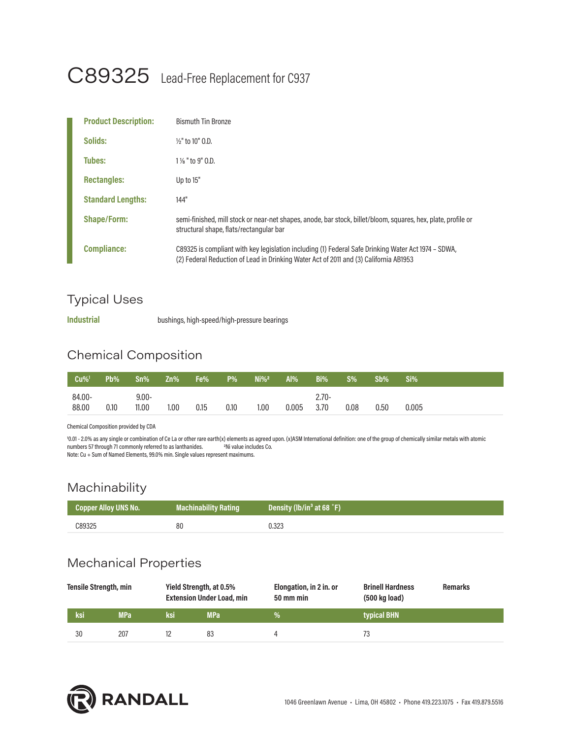# C89325 Lead-Free Replacement for C937

| | |
|---|---|
| **Product Description:** | Bismuth Tin Bronze |
| **Solids:** | ½" to 10" O.D. |
| **Tubes:** | 1 ⅛ " to 9" O.D. |
| **Rectangles:** | Up to 15" |
| **Standard Lengths:** | 144" |
| **Shape/Form:** | semi-finished, mill stock or near-net shapes, anode, bar stock, billet/bloom, squares, hex, plate, profile or structural shape, flats/rectangular bar |
| **Compliance:** | C89325 is compliant with key legislation including (1) Federal Safe Drinking Water Act 1974 – SDWA, (2) Federal Reduction of Lead in Drinking Water Act of 2011 and (3) California AB1953 |

## Typical Uses

**Industrial** bushings, high-speed/high-pressure bearings

## Chemical Composition

| Cu%[1] | Pb% | Sn% | Zn% | Fe% | P% | Ni%[2] | Al% | Bi% | S% | Sb% | Si% |
|---|---|---|---|---|---|---|---|---|---|---|---|
| 84.00-88.00 | 0.10 | 9.00-11.00 | 1.00 | 0.15 | 0.10 | 1.00 | 0.005 | 2.70-3.70 | 0.08 | 0.50 | 0.005 |

Chemical Composition provided by CDA

[1]0.01 - 2.0% as any single or combination of Ce La or other rare earth(x) elements as agreed upon. (x)ASM International definition: one of the group of chemically similar metals with atomic numbers 57 through 71 commonly referred to as lanthanides. [2]Ni value includes Co.
Note: Cu + Sum of Named Elements, 99.0% min. Single values represent maximums.

## Machinability

| Copper Alloy UNS No. | Machinability Rating | Density (lb/in³ at 68 °F) |
|---|---|---|
| C89325 | 80 | 0.323 |

## Mechanical Properties

| Tensile Strength, min | | Yield Strength, at 0.5% Extension Under Load, min | | Elongation, in 2 in. or 50 mm min | Brinell Hardness (500 kg load) | Remarks |
|---|---|---|---|---|---|---|
| ksi | MPa | ksi | MPa | % | typical BHN | |
| 30 | 207 | 12 | 83 | 4 | 73 | |

RANDALL

1046 Greenlawn Avenue • Lima, OH 45802 • Phone 419.223.1075 • Fax 419.879.5516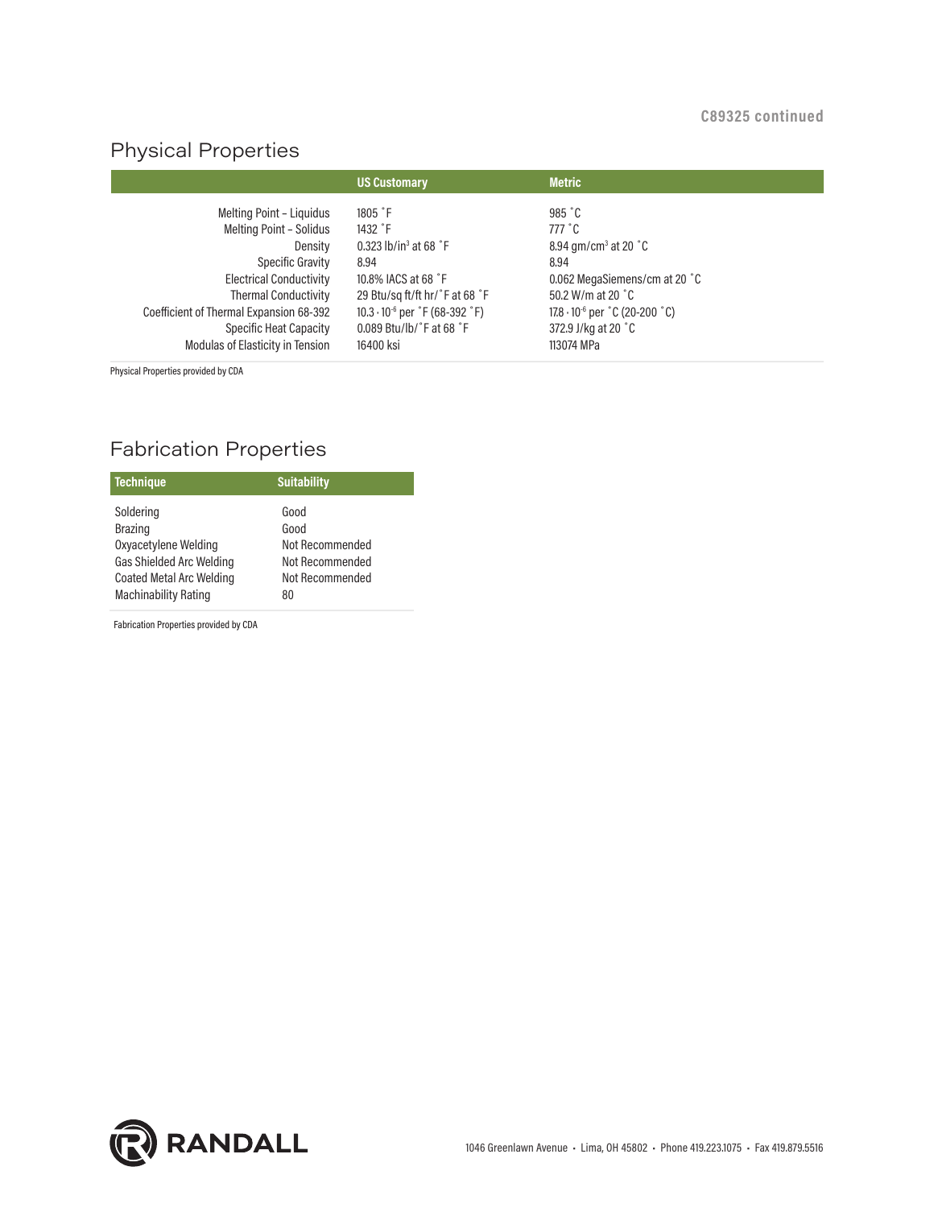C89325 continued

## Physical Properties

| | US Customary | Metric |
|---|---|---|
| Melting Point – Liquidus | 1805 ˚F | 985 ˚C |
| Melting Point – Solidus | 1432 ˚F | 777 ˚C |
| Density | 0.323 lb/in$^3$ at 68 ˚F | 8.94 gm/cm$^3$ at 20 ˚C |
| Specific Gravity | 8.94 | 8.94 |
| Electrical Conductivity | 10.8% IACS at 68 ˚F | 0.062 MegaSiemens/cm at 20 ˚C |
| Thermal Conductivity | 29 Btu/sq ft/ft hr/˚F at 68 ˚F | 50.2 W/m at 20 ˚C |
| Coefficient of Thermal Expansion 68-392 | $10.3 \cdot 10^{-6}$ per ˚F (68-392 ˚F) | $17.8 \cdot 10^{-6}$ per ˚C (20-200 ˚C) |
| Specific Heat Capacity | 0.089 Btu/lb/˚F at 68 ˚F | 372.9 J/kg at 20 ˚C |
| Modulas of Elasticity in Tension | 16400 ksi | 113074 MPa |

Physical Properties provided by CDA

## Fabrication Properties

| Technique | Suitability |
|---|---|
| Soldering | Good |
| Brazing | Good |
| Oxyacetylene Welding | Not Recommended |
| Gas Shielded Arc Welding | Not Recommended |
| Coated Metal Arc Welding | Not Recommended |
| Machinability Rating | 80 |

Fabrication Properties provided by CDA

RANDALL

1046 Greenlawn Avenue • Lima, OH 45802 • Phone 419.223.1075 • Fax 419.879.5516